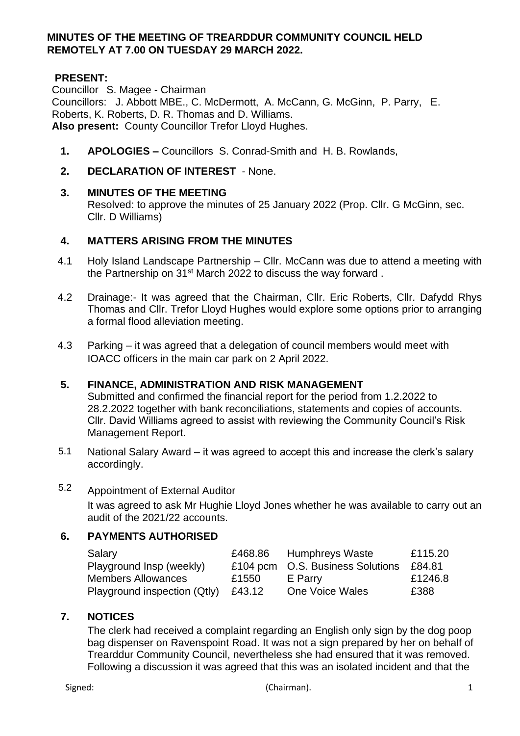**MINUTES OF THE MEETING OF TREARDDUR COMMUNITY COUNCIL HELD REMOTELY AT 7.00 ON TUESDAY 29 MARCH 2022.**

**PRESENT:**
Councillor S. Magee - Chairman
Councillors: J. Abbott MBE., C. McDermott, A. McCann, G. McGinn, P. Parry, E. Roberts, K. Roberts, D. R. Thomas and D. Williams.
**Also present:** County Councillor Trefor Lloyd Hughes.

1. **APOLOGIES –** Councillors S. Conrad-Smith and H. B. Rowlands,

2. **DECLARATION OF INTEREST** - None.

3. **MINUTES OF THE MEETING**
   Resolved: to approve the minutes of 25 January 2022 (Prop. Cllr. G McGinn, sec. Cllr. D Williams)

4. **MATTERS ARISING FROM THE MINUTES**

4.1 Holy Island Landscape Partnership – Cllr. McCann was due to attend a meeting with the Partnership on 31st March 2022 to discuss the way forward .

4.2 Drainage:- It was agreed that the Chairman, Cllr. Eric Roberts, Cllr. Dafydd Rhys Thomas and Cllr. Trefor Lloyd Hughes would explore some options prior to arranging a formal flood alleviation meeting.

4.3 Parking – it was agreed that a delegation of council members would meet with IOACC officers in the main car park on 2 April 2022.

5. **FINANCE, ADMINISTRATION AND RISK MANAGEMENT**
   Submitted and confirmed the financial report for the period from 1.2.2022 to 28.2.2022 together with bank reconciliations, statements and copies of accounts. Cllr. David Williams agreed to assist with reviewing the Community Council's Risk Management Report.

5.1 National Salary Award – it was agreed to accept this and increase the clerk's salary accordingly.

5.2 Appointment of External Auditor
   It was agreed to ask Mr Hughie Lloyd Jones whether he was available to carry out an audit of the 2021/22 accounts.

6. **PAYMENTS AUTHORISED**

| | | | |
|---|---|---|---|
| Salary | £468.86 | Humphreys Waste | £115.20 |
| Playground Insp (weekly) | £104 pcm | O.S. Business Solutions | £84.81 |
| Members Allowances | £1550 | E Parry | £1246.8 |
| Playground inspection (Qtly) | £43.12 | One Voice Wales | £388 |

7. **NOTICES**
   The clerk had received a complaint regarding an English only sign by the dog poop bag dispenser on Ravenspoint Road. It was not a sign prepared by her on behalf of Trearddur Community Council, nevertheless she had ensured that it was removed. Following a discussion it was agreed that this was an isolated incident and that the

Signed: (Chairman).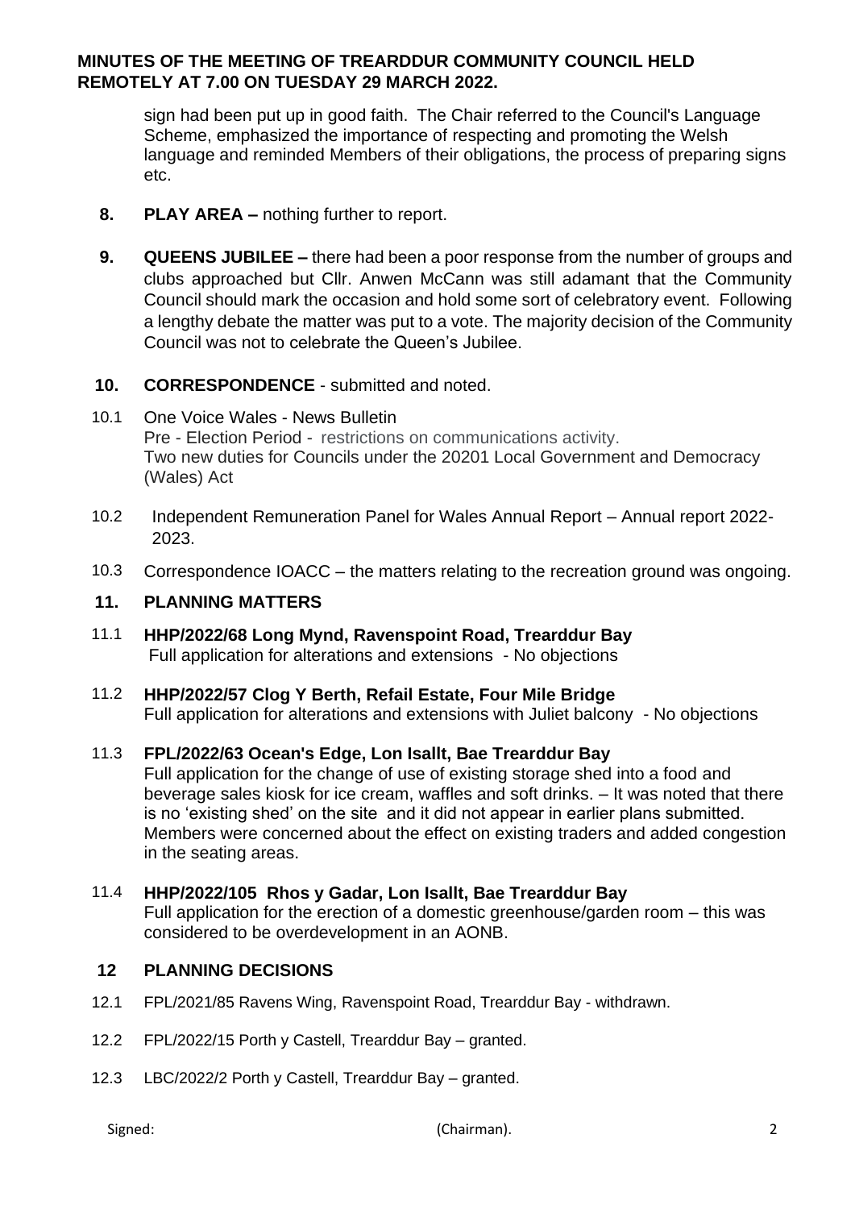sign had been put up in good faith. The Chair referred to the Council's Language Scheme, emphasized the importance of respecting and promoting the Welsh language and reminded Members of their obligations, the process of preparing signs etc.

**8. PLAY AREA –** nothing further to report.

**9. QUEENS JUBILEE –** there had been a poor response from the number of groups and clubs approached but Cllr. Anwen McCann was still adamant that the Community Council should mark the occasion and hold some sort of celebratory event. Following a lengthy debate the matter was put to a vote. The majority decision of the Community Council was not to celebrate the Queen's Jubilee.

**10. CORRESPONDENCE** - submitted and noted.

10.1 One Voice Wales - News Bulletin
Pre - Election Period - restrictions on communications activity.
Two new duties for Councils under the 20201 Local Government and Democracy (Wales) Act

10.2 Independent Remuneration Panel for Wales Annual Report – Annual report 2022-2023.

10.3 Correspondence IOACC – the matters relating to the recreation ground was ongoing.

**11. PLANNING MATTERS**

11.1 **HHP/2022/68 Long Mynd, Ravenspoint Road, Trearddur Bay**
Full application for alterations and extensions - No objections

11.2 **HHP/2022/57 Clog Y Berth, Refail Estate, Four Mile Bridge**
Full application for alterations and extensions with Juliet balcony - No objections

11.3 **FPL/2022/63 Ocean's Edge, Lon Isallt, Bae Trearddur Bay**
Full application for the change of use of existing storage shed into a food and beverage sales kiosk for ice cream, waffles and soft drinks. – It was noted that there is no 'existing shed' on the site and it did not appear in earlier plans submitted. Members were concerned about the effect on existing traders and added congestion in the seating areas.

11.4 **HHP/2022/105 Rhos y Gadar, Lon Isallt, Bae Trearddur Bay**
Full application for the erection of a domestic greenhouse/garden room – this was considered to be overdevelopment in an AONB.

**12 PLANNING DECISIONS**

12.1 FPL/2021/85 Ravens Wing, Ravenspoint Road, Trearddur Bay - withdrawn.

12.2 FPL/2022/15 Porth y Castell, Trearddur Bay – granted.

12.3 LBC/2022/2 Porth y Castell, Trearddur Bay – granted.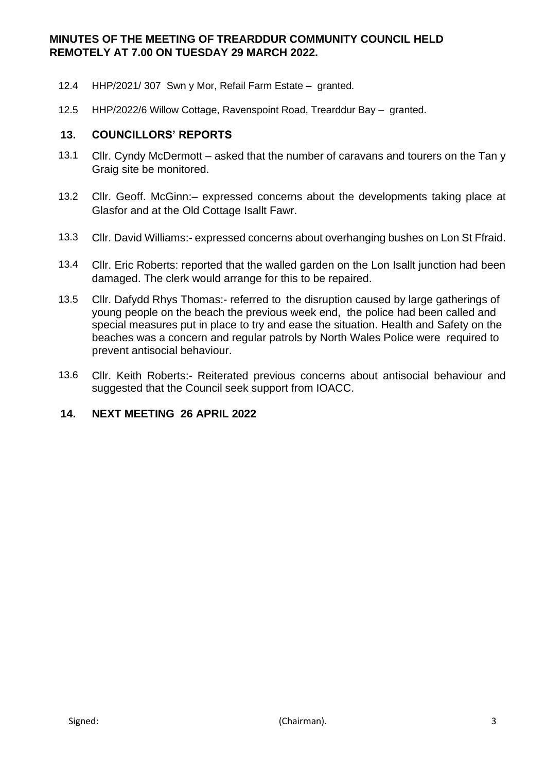**MINUTES OF THE MEETING OF TREARDDUR COMMUNITY COUNCIL HELD REMOTELY AT 7.00 ON TUESDAY 29 MARCH 2022.**

12.4 HHP/2021/ 307 Swn y Mor, Refail Farm Estate – granted.

12.5 HHP/2022/6 Willow Cottage, Ravenspoint Road, Trearddur Bay – granted.

## 13. COUNCILLORS' REPORTS

13.1 Cllr. Cyndy McDermott – asked that the number of caravans and tourers on the Tan y Graig site be monitored.

13.2 Cllr. Geoff. McGinn:– expressed concerns about the developments taking place at Glasfor and at the Old Cottage Isallt Fawr.

13.3 Cllr. David Williams:- expressed concerns about overhanging bushes on Lon St Ffraid.

13.4 Cllr. Eric Roberts: reported that the walled garden on the Lon Isallt junction had been damaged. The clerk would arrange for this to be repaired.

13.5 Cllr. Dafydd Rhys Thomas:- referred to the disruption caused by large gatherings of young people on the beach the previous week end, the police had been called and special measures put in place to try and ease the situation. Health and Safety on the beaches was a concern and regular patrols by North Wales Police were required to prevent antisocial behaviour.

13.6 Cllr. Keith Roberts:- Reiterated previous concerns about antisocial behaviour and suggested that the Council seek support from IOACC.

## 14. NEXT MEETING 26 APRIL 2022

Signed: (Chairman).